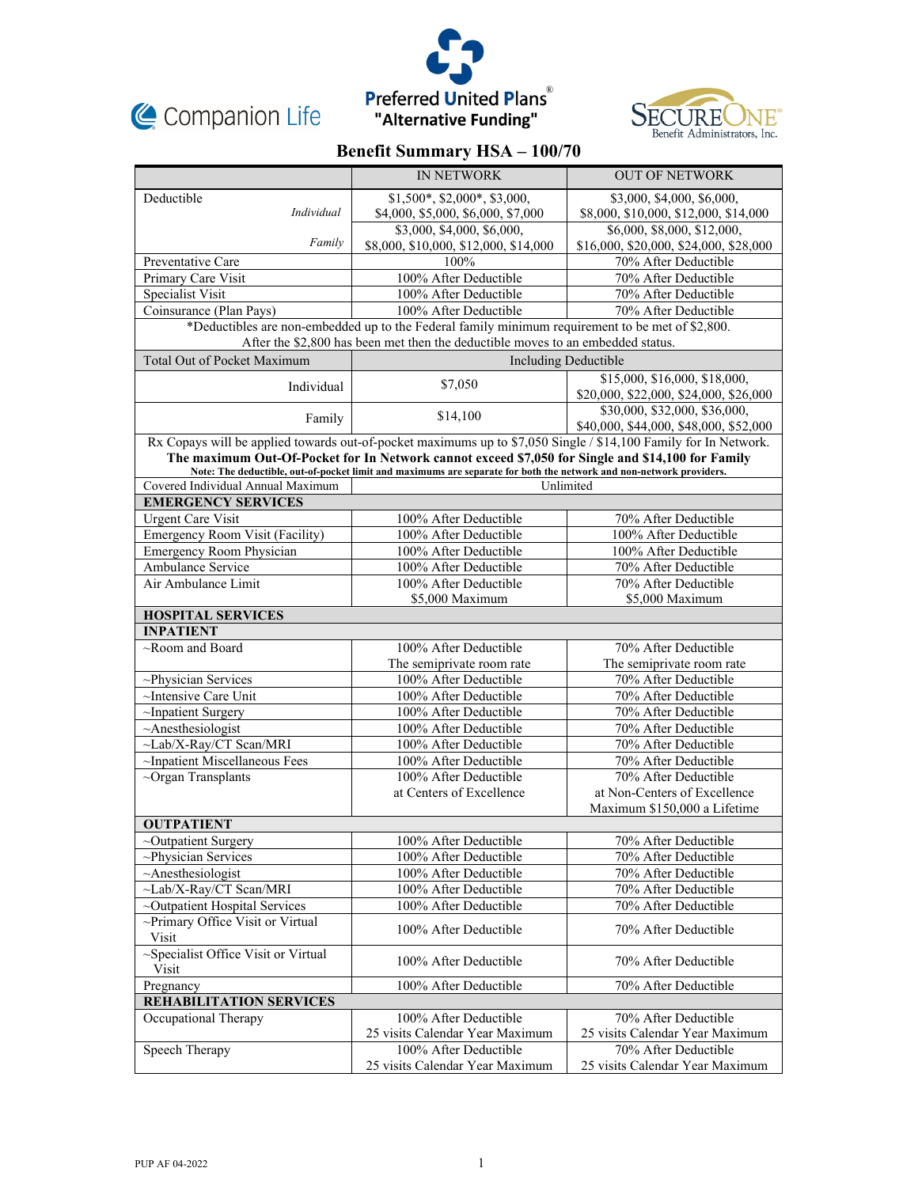Companion Life

Preferred United Plans®
"Alternative Funding"

SecureOne Benefit Administrators, Inc.

# Benefit Summary HSA – 100/70

| | IN NETWORK | OUT OF NETWORK |
|---|---|---|
| Deductible *Individual* | $1,500*, $2,000*, $3,000, $4,000, $5,000, $6,000, $7,000 | $3,000, $4,000, $6,000, $8,000, $10,000, $12,000, $14,000 |
| *Family* | $3,000, $4,000, $6,000, $8,000, $10,000, $12,000, $14,000 | $6,000, $8,000, $12,000, $16,000, $20,000, $24,000, $28,000 |
| Preventative Care | 100% | 70% After Deductible |
| Primary Care Visit | 100% After Deductible | 70% After Deductible |
| Specialist Visit | 100% After Deductible | 70% After Deductible |
| Coinsurance (Plan Pays) | 100% After Deductible | 70% After Deductible |
| *Deductibles are non-embedded up to the Federal family minimum requirement to be met of $2,800. After the $2,800 has been met then the deductible moves to an embedded status. | | |
| Total Out of Pocket Maximum | Including Deductible | |
| Individual | $7,050 | $15,000, $16,000, $18,000, $20,000, $22,000, $24,000, $26,000 |
| Family | $14,100 | $30,000, $32,000, $36,000, $40,000, $44,000, $48,000, $52,000 |
| Rx Copays will be applied towards out-of-pocket maximums up to $7,050 Single / $14,100 Family for In Network. **The maximum Out-Of-Pocket for In Network cannot exceed $7,050 for Single and $14,100 for Family** **Note: The deductible, out-of-pocket limit and maximums are separate for both the network and non-network providers.** | | |
| Covered Individual Annual Maximum | Unlimited | |
| **EMERGENCY SERVICES** | | |
| Urgent Care Visit | 100% After Deductible | 70% After Deductible |
| Emergency Room Visit (Facility) | 100% After Deductible | 100% After Deductible |
| Emergency Room Physician | 100% After Deductible | 100% After Deductible |
| Ambulance Service | 100% After Deductible | 70% After Deductible |
| Air Ambulance Limit | 100% After Deductible $5,000 Maximum | 70% After Deductible $5,000 Maximum |
| **HOSPITAL SERVICES** | | |
| **INPATIENT** | | |
| ~Room and Board | 100% After Deductible The semiprivate room rate | 70% After Deductible The semiprivate room rate |
| ~Physician Services | 100% After Deductible | 70% After Deductible |
| ~Intensive Care Unit | 100% After Deductible | 70% After Deductible |
| ~Inpatient Surgery | 100% After Deductible | 70% After Deductible |
| ~Anesthesiologist | 100% After Deductible | 70% After Deductible |
| ~Lab/X-Ray/CT Scan/MRI | 100% After Deductible | 70% After Deductible |
| ~Inpatient Miscellaneous Fees | 100% After Deductible | 70% After Deductible |
| ~Organ Transplants | 100% After Deductible at Centers of Excellence | 70% After Deductible at Non-Centers of Excellence Maximum $150,000 a Lifetime |
| **OUTPATIENT** | | |
| ~Outpatient Surgery | 100% After Deductible | 70% After Deductible |
| ~Physician Services | 100% After Deductible | 70% After Deductible |
| ~Anesthesiologist | 100% After Deductible | 70% After Deductible |
| ~Lab/X-Ray/CT Scan/MRI | 100% After Deductible | 70% After Deductible |
| ~Outpatient Hospital Services | 100% After Deductible | 70% After Deductible |
| ~Primary Office Visit or Virtual Visit | 100% After Deductible | 70% After Deductible |
| ~Specialist Office Visit or Virtual Visit | 100% After Deductible | 70% After Deductible |
| Pregnancy | 100% After Deductible | 70% After Deductible |
| **REHABILITATION SERVICES** | | |
| Occupational Therapy | 100% After Deductible 25 visits Calendar Year Maximum | 70% After Deductible 25 visits Calendar Year Maximum |
| Speech Therapy | 100% After Deductible 25 visits Calendar Year Maximum | 70% After Deductible 25 visits Calendar Year Maximum |

PUP AF 04-2022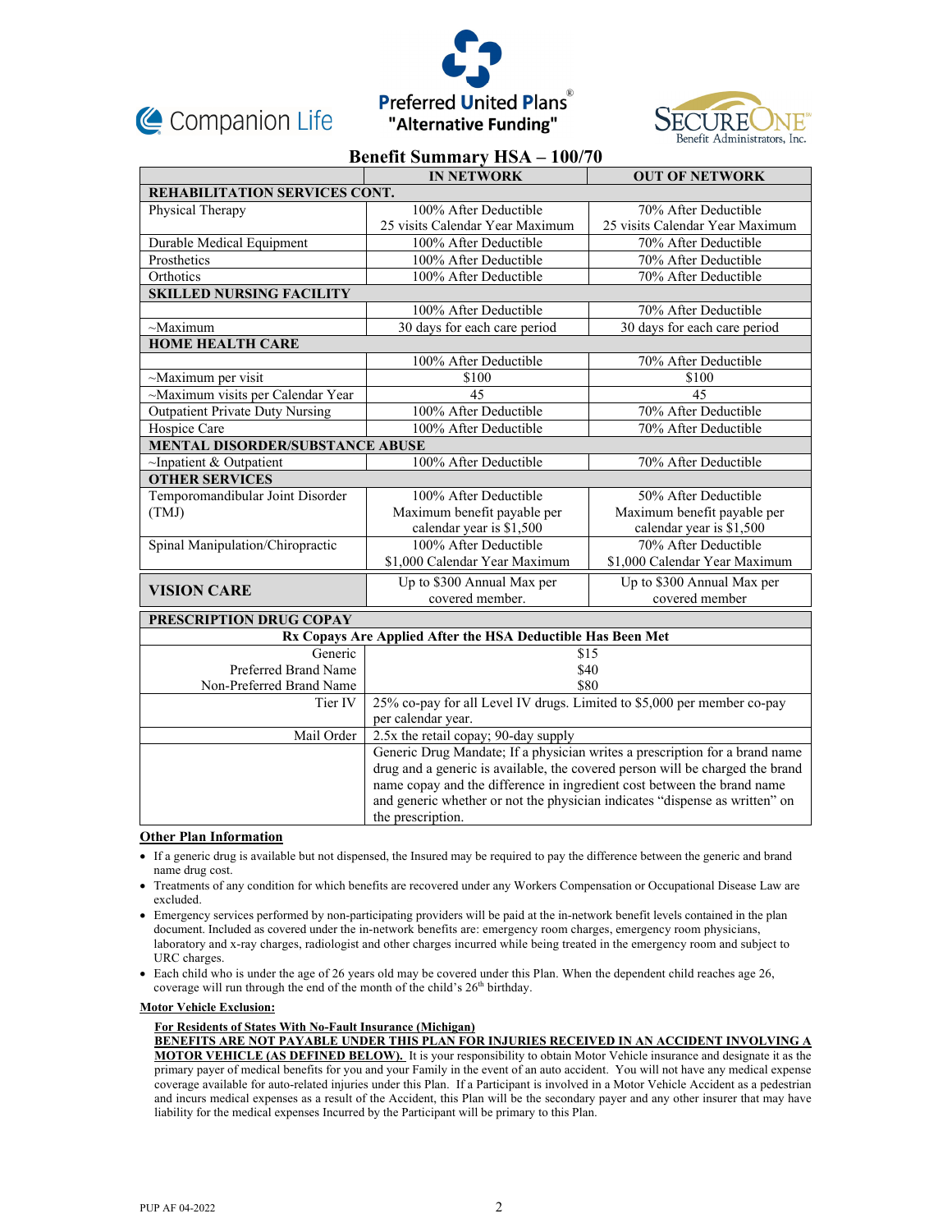Companion Life

Preferred United Plans®
"Alternative Funding"

SecureOne Benefit Administrators, Inc.

## Benefit Summary HSA – 100/70

| | IN NETWORK | OUT OF NETWORK |
|---|---|---|
| **REHABILITATION SERVICES CONT.** | | |
| Physical Therapy | 100% After Deductible<br>25 visits Calendar Year Maximum | 70% After Deductible<br>25 visits Calendar Year Maximum |
| Durable Medical Equipment | 100% After Deductible | 70% After Deductible |
| Prosthetics | 100% After Deductible | 70% After Deductible |
| Orthotics | 100% After Deductible | 70% After Deductible |
| **SKILLED NURSING FACILITY** | | |
| | 100% After Deductible | 70% After Deductible |
| ~Maximum | 30 days for each care period | 30 days for each care period |
| **HOME HEALTH CARE** | | |
| | 100% After Deductible | 70% After Deductible |
| ~Maximum per visit | $100 | $100 |
| ~Maximum visits per Calendar Year | 45 | 45 |
| Outpatient Private Duty Nursing | 100% After Deductible | 70% After Deductible |
| Hospice Care | 100% After Deductible | 70% After Deductible |
| **MENTAL DISORDER/SUBSTANCE ABUSE** | | |
| ~Inpatient & Outpatient | 100% After Deductible | 70% After Deductible |
| **OTHER SERVICES** | | |
| Temporomandibular Joint Disorder (TMJ) | 100% After Deductible<br>Maximum benefit payable per calendar year is $1,500 | 50% After Deductible<br>Maximum benefit payable per calendar year is $1,500 |
| Spinal Manipulation/Chiropractic | 100% After Deductible<br>$1,000 Calendar Year Maximum | 70% After Deductible<br>$1,000 Calendar Year Maximum |
| **VISION CARE** | Up to $300 Annual Max per covered member. | Up to $300 Annual Max per covered member |

| **PRESCRIPTION DRUG COPAY** | |
|---|---|
| **Rx Copays Are Applied After the HSA Deductible Has Been Met** | |
| Generic<br>Preferred Brand Name<br>Non-Preferred Brand Name | $15<br>$40<br>$80 |
| Tier IV | 25% co-pay for all Level IV drugs. Limited to $5,000 per member co-pay per calendar year. |
| Mail Order | 2.5x the retail copay; 90-day supply |
| | Generic Drug Mandate; If a physician writes a prescription for a brand name drug and a generic is available, the covered person will be charged the brand name copay and the difference in ingredient cost between the brand name and generic whether or not the physician indicates "dispense as written" on the prescription. |

**Other Plan Information**

- If a generic drug is available but not dispensed, the Insured may be required to pay the difference between the generic and brand name drug cost.
- Treatments of any condition for which benefits are recovered under any Workers Compensation or Occupational Disease Law are excluded.
- Emergency services performed by non-participating providers will be paid at the in-network benefit levels contained in the plan document. Included as covered under the in-network benefits are: emergency room charges, emergency room physicians, laboratory and x-ray charges, radiologist and other charges incurred while being treated in the emergency room and subject to URC charges.
- Each child who is under the age of 26 years old may be covered under this Plan. When the dependent child reaches age 26, coverage will run through the end of the month of the child's 26th birthday.

**Motor Vehicle Exclusion:**

**For Residents of States With No-Fault Insurance (Michigan)**

**BENEFITS ARE NOT PAYABLE UNDER THIS PLAN FOR INJURIES RECEIVED IN AN ACCIDENT INVOLVING A MOTOR VEHICLE (AS DEFINED BELOW).** It is your responsibility to obtain Motor Vehicle insurance and designate it as the primary payer of medical benefits for you and your Family in the event of an auto accident. You will not have any medical expense coverage available for auto-related injuries under this Plan. If a Participant is involved in a Motor Vehicle Accident as a pedestrian and incurs medical expenses as a result of the Accident, this Plan will be the secondary payer and any other insurer that may have liability for the medical expenses Incurred by the Participant will be primary to this Plan.

PUP AF 04-2022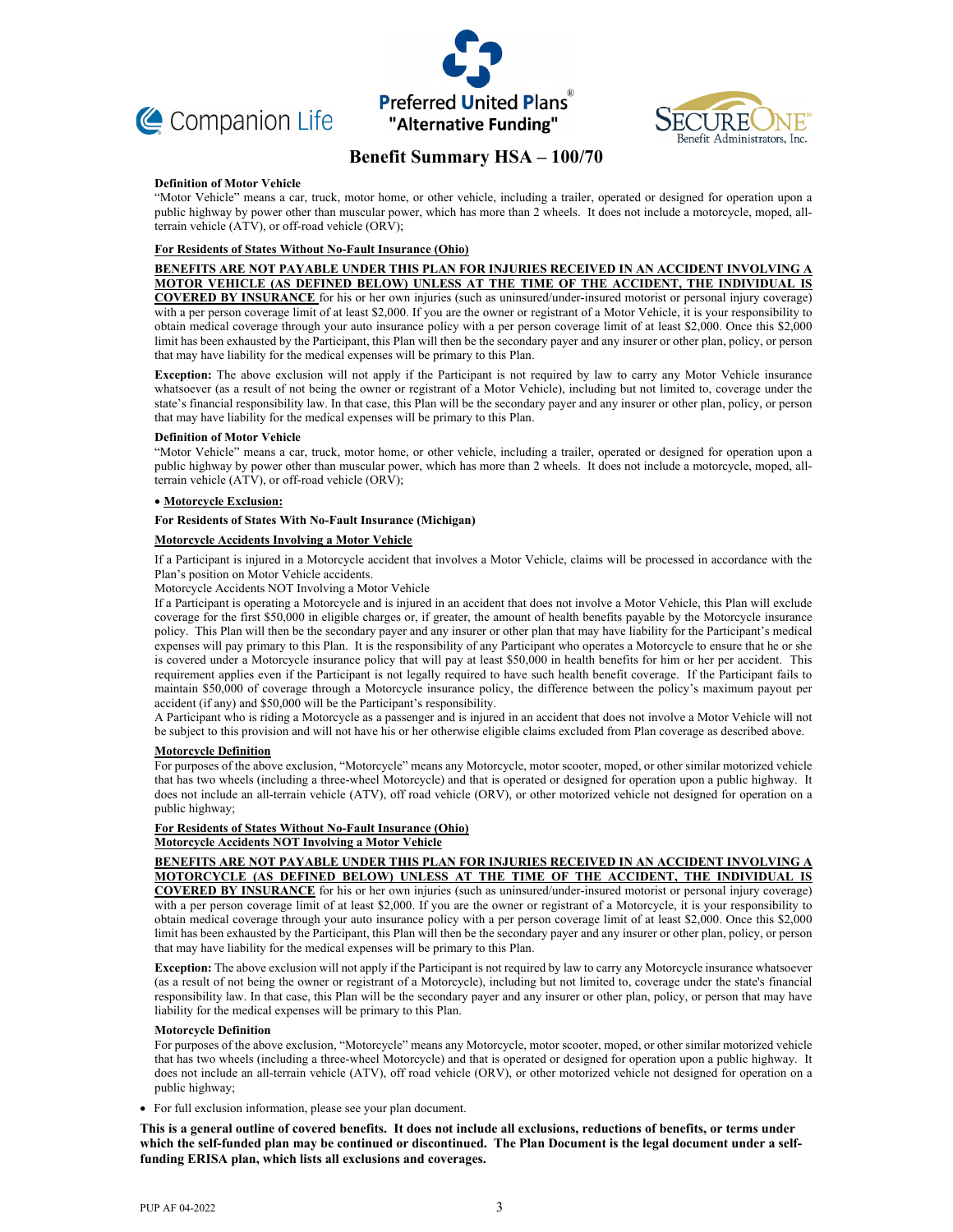Companion Life

Preferred United Plans®
"Alternative Funding"

SecureOne Benefit Administrators, Inc.

# Benefit Summary HSA – 100/70

**Definition of Motor Vehicle**

"Motor Vehicle" means a car, truck, motor home, or other vehicle, including a trailer, operated or designed for operation upon a public highway by power other than muscular power, which has more than 2 wheels. It does not include a motorcycle, moped, all-terrain vehicle (ATV), or off-road vehicle (ORV);

**<u>For Residents of States Without No-Fault Insurance (Ohio)</u>**

**<u>BENEFITS ARE NOT PAYABLE UNDER THIS PLAN FOR INJURIES RECEIVED IN AN ACCIDENT INVOLVING A MOTOR VEHICLE (AS DEFINED BELOW) UNLESS AT THE TIME OF THE ACCIDENT, THE INDIVIDUAL IS COVERED BY INSURANCE</u>** for his or her own injuries (such as uninsured/under-insured motorist or personal injury coverage) with a per person coverage limit of at least $2,000. If you are the owner or registrant of a Motor Vehicle, it is your responsibility to obtain medical coverage through your auto insurance policy with a per person coverage limit of at least $2,000. Once this $2,000 limit has been exhausted by the Participant, this Plan will then be the secondary payer and any insurer or other plan, policy, or person that may have liability for the medical expenses will be primary to this Plan.

**Exception:** The above exclusion will not apply if the Participant is not required by law to carry any Motor Vehicle insurance whatsoever (as a result of not being the owner or registrant of a Motor Vehicle), including but not limited to, coverage under the state's financial responsibility law. In that case, this Plan will be the secondary payer and any insurer or other plan, policy, or person that may have liability for the medical expenses will be primary to this Plan.

**Definition of Motor Vehicle**

"Motor Vehicle" means a car, truck, motor home, or other vehicle, including a trailer, operated or designed for operation upon a public highway by power other than muscular power, which has more than 2 wheels. It does not include a motorcycle, moped, all-terrain vehicle (ATV), or off-road vehicle (ORV);

- **<u>Motorcycle Exclusion:</u>**

**For Residents of States With No-Fault Insurance (Michigan)**

**<u>Motorcycle Accidents Involving a Motor Vehicle</u>**

If a Participant is injured in a Motorcycle accident that involves a Motor Vehicle, claims will be processed in accordance with the Plan's position on Motor Vehicle accidents.

Motorcycle Accidents NOT Involving a Motor Vehicle

If a Participant is operating a Motorcycle and is injured in an accident that does not involve a Motor Vehicle, this Plan will exclude coverage for the first $50,000 in eligible charges or, if greater, the amount of health benefits payable by the Motorcycle insurance policy. This Plan will then be the secondary payer and any insurer or other plan that may have liability for the Participant's medical expenses will pay primary to this Plan. It is the responsibility of any Participant who operates a Motorcycle to ensure that he or she is covered under a Motorcycle insurance policy that will pay at least $50,000 in health benefits for him or her per accident. This requirement applies even if the Participant is not legally required to have such health benefit coverage. If the Participant fails to maintain $50,000 of coverage through a Motorcycle insurance policy, the difference between the policy's maximum payout per accident (if any) and $50,000 will be the Participant's responsibility.

A Participant who is riding a Motorcycle as a passenger and is injured in an accident that does not involve a Motor Vehicle will not be subject to this provision and will not have his or her otherwise eligible claims excluded from Plan coverage as described above.

**<u>Motorcycle Definition</u>**

For purposes of the above exclusion, "Motorcycle" means any Motorcycle, motor scooter, moped, or other similar motorized vehicle that has two wheels (including a three-wheel Motorcycle) and that is operated or designed for operation upon a public highway. It does not include an all-terrain vehicle (ATV), off road vehicle (ORV), or other motorized vehicle not designed for operation on a public highway;

**<u>For Residents of States Without No-Fault Insurance (Ohio)</u>**
**<u>Motorcycle Accidents NOT Involving a Motor Vehicle</u>**

**<u>BENEFITS ARE NOT PAYABLE UNDER THIS PLAN FOR INJURIES RECEIVED IN AN ACCIDENT INVOLVING A MOTORCYCLE (AS DEFINED BELOW) UNLESS AT THE TIME OF THE ACCIDENT, THE INDIVIDUAL IS COVERED BY INSURANCE</u>** for his or her own injuries (such as uninsured/under-insured motorist or personal injury coverage) with a per person coverage limit of at least $2,000. If you are the owner or registrant of a Motorcycle, it is your responsibility to obtain medical coverage through your auto insurance policy with a per person coverage limit of at least $2,000. Once this $2,000 limit has been exhausted by the Participant, this Plan will then be the secondary payer and any insurer or other plan, policy, or person that may have liability for the medical expenses will be primary to this Plan.

**Exception:** The above exclusion will not apply if the Participant is not required by law to carry any Motorcycle insurance whatsoever (as a result of not being the owner or registrant of a Motorcycle), including but not limited to, coverage under the state's financial responsibility law. In that case, this Plan will be the secondary payer and any insurer or other plan, policy, or person that may have liability for the medical expenses will be primary to this Plan.

**Motorcycle Definition**

For purposes of the above exclusion, "Motorcycle" means any Motorcycle, motor scooter, moped, or other similar motorized vehicle that has two wheels (including a three-wheel Motorcycle) and that is operated or designed for operation upon a public highway. It does not include an all-terrain vehicle (ATV), off road vehicle (ORV), or other motorized vehicle not designed for operation on a public highway;

- For full exclusion information, please see your plan document.

**This is a general outline of covered benefits. It does not include all exclusions, reductions of benefits, or terms under which the self-funded plan may be continued or discontinued. The Plan Document is the legal document under a self-funding ERISA plan, which lists all exclusions and coverages.**

PUP AF 04-2022